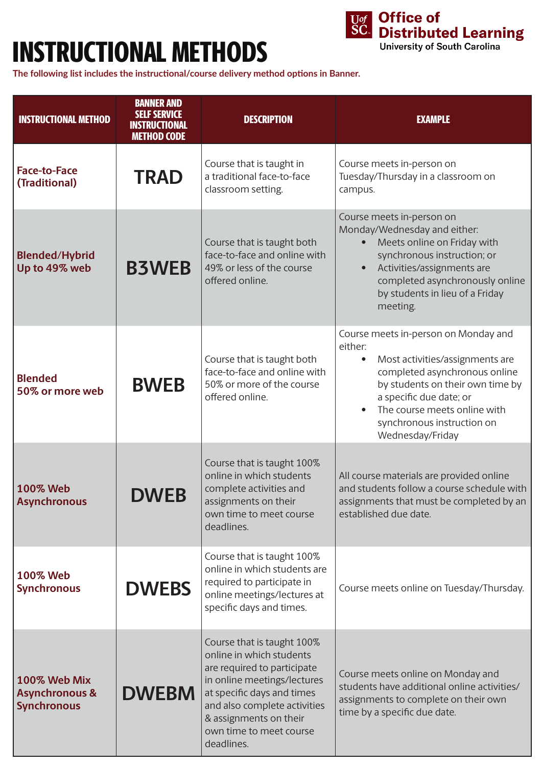# INSTRUCTIONAL METHODS

**Office of Distributed Learning**
University of South Carolina

The following list includes the instructional/course delivery method options in Banner.

| INSTRUCTIONAL METHOD | BANNER AND SELF SERVICE INSTRUCTIONAL METHOD CODE | DESCRIPTION | EXAMPLE |
|---|---|---|---|
| Face-to-Face (Traditional) | TRAD | Course that is taught in a traditional face-to-face classroom setting. | Course meets in-person on Tuesday/Thursday in a classroom on campus. |
| Blended/Hybrid Up to 49% web | B3WEB | Course that is taught both face-to-face and online with 49% or less of the course offered online. | Course meets in-person on Monday/Wednesday and either:<br>• Meets online on Friday with synchronous instruction; or<br>• Activities/assignments are completed asynchronously online by students in lieu of a Friday meeting. |
| Blended 50% or more web | BWEB | Course that is taught both face-to-face and online with 50% or more of the course offered online. | Course meets in-person on Monday and either:<br>• Most activities/assignments are completed asynchronous online by students on their own time by a specific due date; or<br>• The course meets online with synchronous instruction on Wednesday/Friday |
| 100% Web Asynchronous | DWEB | Course that is taught 100% online in which students complete activities and assignments on their own time to meet course deadlines. | All course materials are provided online and students follow a course schedule with assignments that must be completed by an established due date. |
| 100% Web Synchronous | DWEBS | Course that is taught 100% online in which students are required to participate in online meetings/lectures at specific days and times. | Course meets online on Tuesday/Thursday. |
| 100% Web Mix Asynchronous & Synchronous | DWEBM | Course that is taught 100% online in which students are required to participate in online meetings/lectures at specific days and times and also complete activities & assignments on their own time to meet course deadlines. | Course meets online on Monday and students have additional online activities/ assignments to complete on their own time by a specific due date. |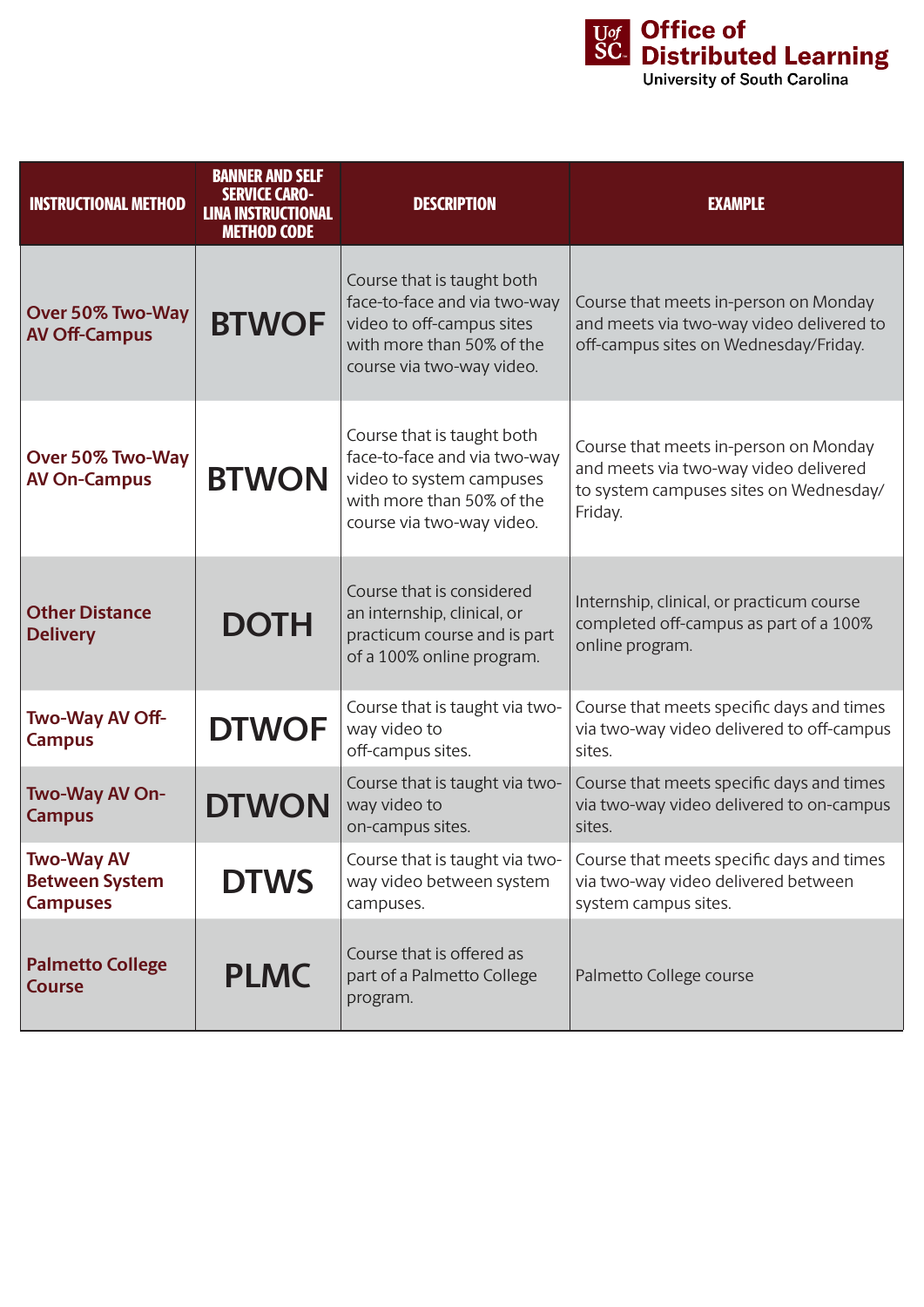| INSTRUCTIONAL METHOD | BANNER AND SELF SERVICE CAROLINA INSTRUCTIONAL METHOD CODE | DESCRIPTION | EXAMPLE |
|---|---|---|---|
| **Over 50% Two-Way AV Off-Campus** | **BTWOF** | Course that is taught both face-to-face and via two-way video to off-campus sites with more than 50% of the course via two-way video. | Course that meets in-person on Monday and meets via two-way video delivered to off-campus sites on Wednesday/Friday. |
| **Over 50% Two-Way AV On-Campus** | **BTWON** | Course that is taught both face-to-face and via two-way video to system campuses with more than 50% of the course via two-way video. | Course that meets in-person on Monday and meets via two-way video delivered to system campuses sites on Wednesday/ Friday. |
| **Other Distance Delivery** | **DOTH** | Course that is considered an internship, clinical, or practicum course and is part of a 100% online program. | Internship, clinical, or practicum course completed off-campus as part of a 100% online program. |
| **Two-Way AV Off-Campus** | **DTWOF** | Course that is taught via two-way video to off-campus sites. | Course that meets specific days and times via two-way video delivered to off-campus sites. |
| **Two-Way AV On-Campus** | **DTWON** | Course that is taught via two-way video to on-campus sites. | Course that meets specific days and times via two-way video delivered to on-campus sites. |
| **Two-Way AV Between System Campuses** | **DTWS** | Course that is taught via two-way video between system campuses. | Course that meets specific days and times via two-way video delivered between system campus sites. |
| **Palmetto College Course** | **PLMC** | Course that is offered as part of a Palmetto College program. | Palmetto College course |